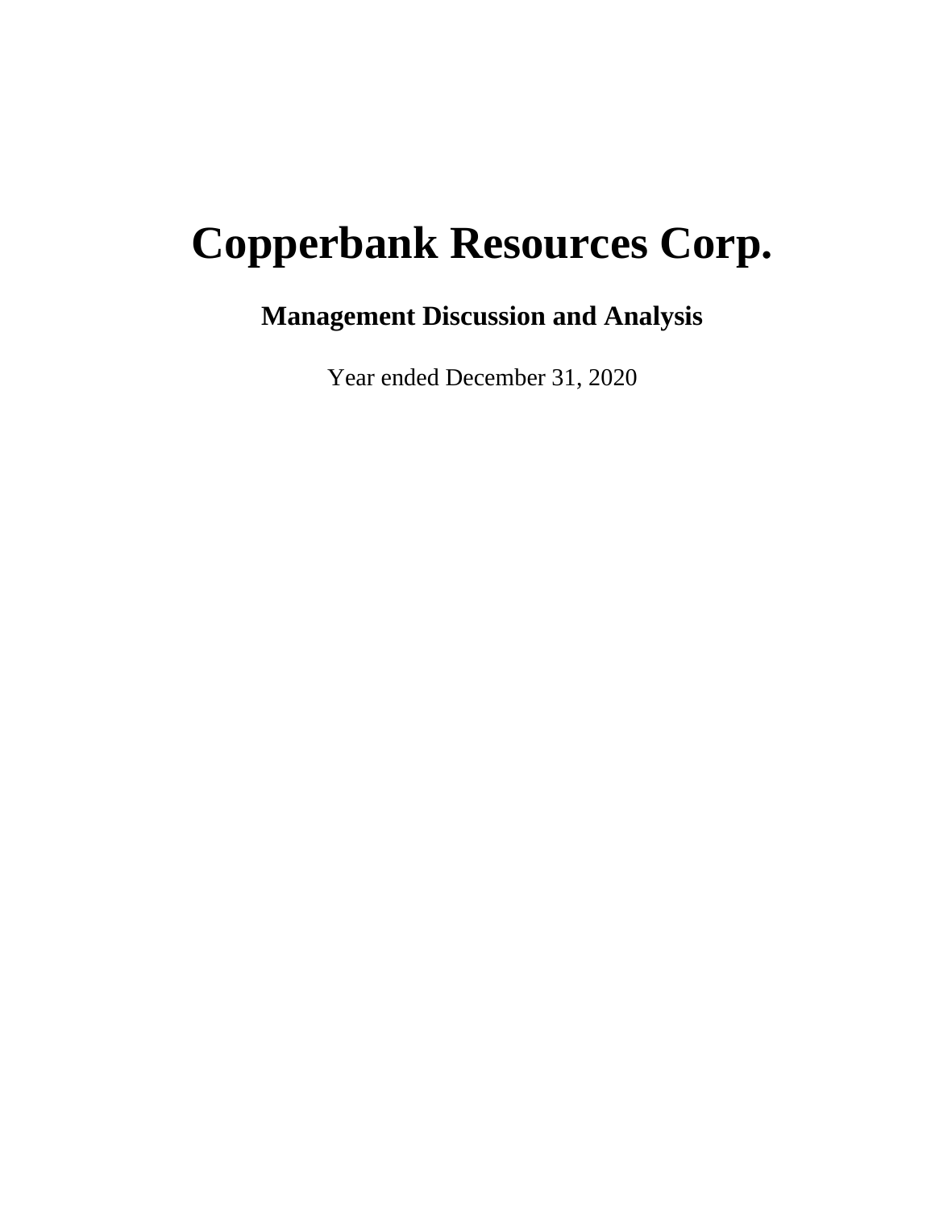# Copperbank Resources Corp.

## Management Discussion and Analysis

Year ended December 31, 2020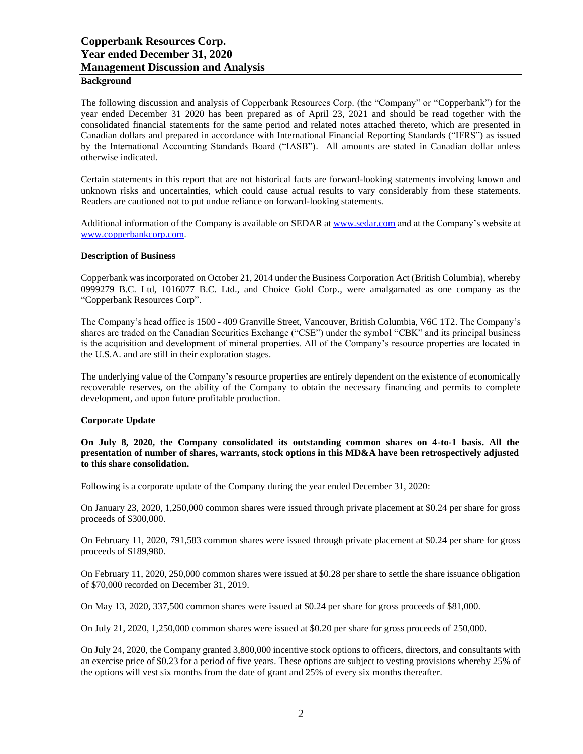## Background

The following discussion and analysis of Copperbank Resources Corp. (the "Company" or "Copperbank") for the year ended December 31 2020 has been prepared as of April 23, 2021 and should be read together with the consolidated financial statements for the same period and related notes attached thereto, which are presented in Canadian dollars and prepared in accordance with International Financial Reporting Standards ("IFRS") as issued by the International Accounting Standards Board ("IASB"). All amounts are stated in Canadian dollar unless otherwise indicated.

Certain statements in this report that are not historical facts are forward-looking statements involving known and unknown risks and uncertainties, which could cause actual results to vary considerably from these statements. Readers are cautioned not to put undue reliance on forward-looking statements.

Additional information of the Company is available on SEDAR at www.sedar.com and at the Company's website at www.copperbankcorp.com.

## Description of Business

Copperbank was incorporated on October 21, 2014 under the Business Corporation Act (British Columbia), whereby 0999279 B.C. Ltd, 1016077 B.C. Ltd., and Choice Gold Corp., were amalgamated as one company as the "Copperbank Resources Corp".

The Company's head office is 1500 - 409 Granville Street, Vancouver, British Columbia, V6C 1T2. The Company's shares are traded on the Canadian Securities Exchange ("CSE") under the symbol "CBK" and its principal business is the acquisition and development of mineral properties. All of the Company's resource properties are located in the U.S.A. and are still in their exploration stages.

The underlying value of the Company's resource properties are entirely dependent on the existence of economically recoverable reserves, on the ability of the Company to obtain the necessary financing and permits to complete development, and upon future profitable production.

## Corporate Update

**On July 8, 2020, the Company consolidated its outstanding common shares on 4-to-1 basis. All the presentation of number of shares, warrants, stock options in this MD&A have been retrospectively adjusted to this share consolidation.**

Following is a corporate update of the Company during the year ended December 31, 2020:

On January 23, 2020, 1,250,000 common shares were issued through private placement at $0.24 per share for gross proceeds of $300,000.

On February 11, 2020, 791,583 common shares were issued through private placement at $0.24 per share for gross proceeds of $189,980.

On February 11, 2020, 250,000 common shares were issued at $0.28 per share to settle the share issuance obligation of $70,000 recorded on December 31, 2019.

On May 13, 2020, 337,500 common shares were issued at $0.24 per share for gross proceeds of $81,000.

On July 21, 2020, 1,250,000 common shares were issued at $0.20 per share for gross proceeds of 250,000.

On July 24, 2020, the Company granted 3,800,000 incentive stock options to officers, directors, and consultants with an exercise price of $0.23 for a period of five years. These options are subject to vesting provisions whereby 25% of the options will vest six months from the date of grant and 25% of every six months thereafter.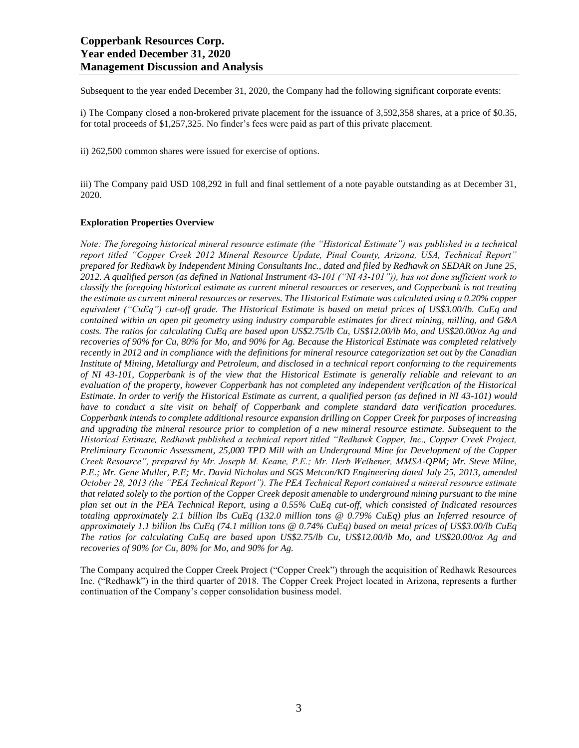Subsequent to the year ended December 31, 2020, the Company had the following significant corporate events:

i) The Company closed a non-brokered private placement for the issuance of 3,592,358 shares, at a price of $0.35, for total proceeds of $1,257,325. No finder's fees were paid as part of this private placement.

ii) 262,500 common shares were issued for exercise of options.

iii) The Company paid USD 108,292 in full and final settlement of a note payable outstanding as at December 31, 2020.

**Exploration Properties Overview**

*Note: The foregoing historical mineral resource estimate (the "Historical Estimate") was published in a technical report titled "Copper Creek 2012 Mineral Resource Update, Pinal County, Arizona, USA, Technical Report" prepared for Redhawk by Independent Mining Consultants Inc., dated and filed by Redhawk on SEDAR on June 25, 2012. A qualified person (as defined in National Instrument 43-101 ("NI 43-101")), has not done sufficient work to classify the foregoing historical estimate as current mineral resources or reserves, and Copperbank is not treating the estimate as current mineral resources or reserves. The Historical Estimate was calculated using a 0.20% copper equivalent ("CuEq") cut-off grade. The Historical Estimate is based on metal prices of US$3.00/lb. CuEq and contained within an open pit geometry using industry comparable estimates for direct mining, milling, and G&A costs. The ratios for calculating CuEq are based upon US$2.75/lb Cu, US$12.00/lb Mo, and US$20.00/oz Ag and recoveries of 90% for Cu, 80% for Mo, and 90% for Ag. Because the Historical Estimate was completed relatively recently in 2012 and in compliance with the definitions for mineral resource categorization set out by the Canadian Institute of Mining, Metallurgy and Petroleum, and disclosed in a technical report conforming to the requirements of NI 43-101, Copperbank is of the view that the Historical Estimate is generally reliable and relevant to an evaluation of the property, however Copperbank has not completed any independent verification of the Historical Estimate. In order to verify the Historical Estimate as current, a qualified person (as defined in NI 43-101) would have to conduct a site visit on behalf of Copperbank and complete standard data verification procedures. Copperbank intends to complete additional resource expansion drilling on Copper Creek for purposes of increasing and upgrading the mineral resource prior to completion of a new mineral resource estimate. Subsequent to the Historical Estimate, Redhawk published a technical report titled "Redhawk Copper, Inc., Copper Creek Project, Preliminary Economic Assessment, 25,000 TPD Mill with an Underground Mine for Development of the Copper Creek Resource", prepared by Mr. Joseph M. Keane, P.E.; Mr. Herb Welhener, MMSA-QPM; Mr. Steve Milne, P.E.; Mr. Gene Muller, P.E; Mr. David Nicholas and SGS Metcon/KD Engineering dated July 25, 2013, amended October 28, 2013 (the "PEA Technical Report"). The PEA Technical Report contained a mineral resource estimate that related solely to the portion of the Copper Creek deposit amenable to underground mining pursuant to the mine plan set out in the PEA Technical Report, using a 0.55% CuEq cut-off, which consisted of Indicated resources totaling approximately 2.1 billion lbs CuEq (132.0 million tons @ 0.79% CuEq) plus an Inferred resource of approximately 1.1 billion lbs CuEq (74.1 million tons @ 0.74% CuEq) based on metal prices of US$3.00/lb CuEq The ratios for calculating CuEq are based upon US$2.75/lb Cu, US$12.00/lb Mo, and US$20.00/oz Ag and recoveries of 90% for Cu, 80% for Mo, and 90% for Ag.*

The Company acquired the Copper Creek Project ("Copper Creek") through the acquisition of Redhawk Resources Inc. ("Redhawk") in the third quarter of 2018. The Copper Creek Project located in Arizona, represents a further continuation of the Company's copper consolidation business model.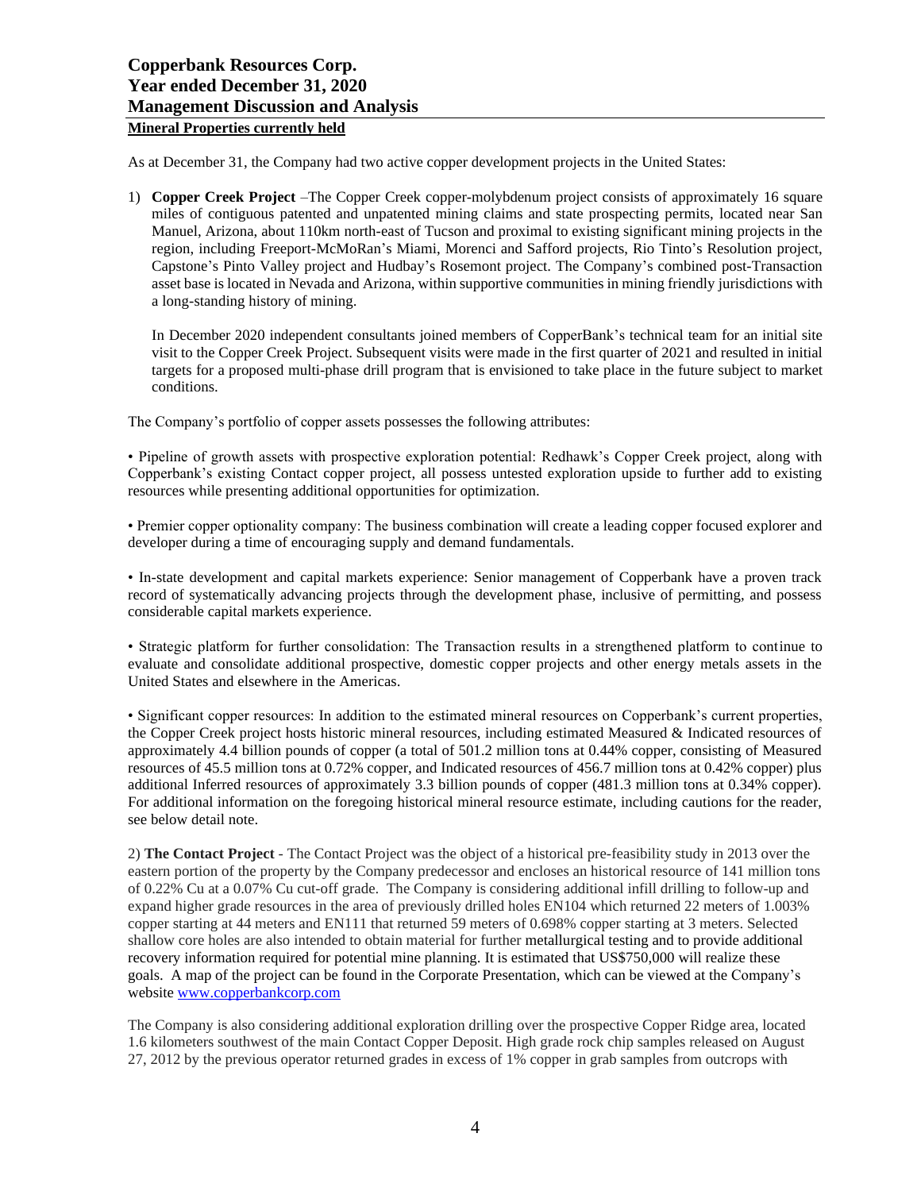#### Mineral Properties currently held

As at December 31, the Company had two active copper development projects in the United States:

1) **Copper Creek Project** –The Copper Creek copper-molybdenum project consists of approximately 16 square miles of contiguous patented and unpatented mining claims and state prospecting permits, located near San Manuel, Arizona, about 110km north-east of Tucson and proximal to existing significant mining projects in the region, including Freeport-McMoRan's Miami, Morenci and Safford projects, Rio Tinto's Resolution project, Capstone's Pinto Valley project and Hudbay's Rosemont project. The Company's combined post-Transaction asset base is located in Nevada and Arizona, within supportive communities in mining friendly jurisdictions with a long-standing history of mining.

   In December 2020 independent consultants joined members of CopperBank's technical team for an initial site visit to the Copper Creek Project. Subsequent visits were made in the first quarter of 2021 and resulted in initial targets for a proposed multi-phase drill program that is envisioned to take place in the future subject to market conditions.

The Company's portfolio of copper assets possesses the following attributes:

• Pipeline of growth assets with prospective exploration potential: Redhawk's Copper Creek project, along with Copperbank's existing Contact copper project, all possess untested exploration upside to further add to existing resources while presenting additional opportunities for optimization.

• Premier copper optionality company: The business combination will create a leading copper focused explorer and developer during a time of encouraging supply and demand fundamentals.

• In-state development and capital markets experience: Senior management of Copperbank have a proven track record of systematically advancing projects through the development phase, inclusive of permitting, and possess considerable capital markets experience.

• Strategic platform for further consolidation: The Transaction results in a strengthened platform to continue to evaluate and consolidate additional prospective, domestic copper projects and other energy metals assets in the United States and elsewhere in the Americas.

• Significant copper resources: In addition to the estimated mineral resources on Copperbank's current properties, the Copper Creek project hosts historic mineral resources, including estimated Measured & Indicated resources of approximately 4.4 billion pounds of copper (a total of 501.2 million tons at 0.44% copper, consisting of Measured resources of 45.5 million tons at 0.72% copper, and Indicated resources of 456.7 million tons at 0.42% copper) plus additional Inferred resources of approximately 3.3 billion pounds of copper (481.3 million tons at 0.34% copper). For additional information on the foregoing historical mineral resource estimate, including cautions for the reader, see below detail note.

2) **The Contact Project** - The Contact Project was the object of a historical pre-feasibility study in 2013 over the eastern portion of the property by the Company predecessor and encloses an historical resource of 141 million tons of 0.22% Cu at a 0.07% Cu cut-off grade. The Company is considering additional infill drilling to follow-up and expand higher grade resources in the area of previously drilled holes EN104 which returned 22 meters of 1.003% copper starting at 44 meters and EN111 that returned 59 meters of 0.698% copper starting at 3 meters. Selected shallow core holes are also intended to obtain material for further metallurgical testing and to provide additional recovery information required for potential mine planning. It is estimated that US$750,000 will realize these goals. A map of the project can be found in the Corporate Presentation, which can be viewed at the Company's website [www.copperbankcorp.com](http://www.copperbankcorp.com)

The Company is also considering additional exploration drilling over the prospective Copper Ridge area, located 1.6 kilometers southwest of the main Contact Copper Deposit. High grade rock chip samples released on August 27, 2012 by the previous operator returned grades in excess of 1% copper in grab samples from outcrops with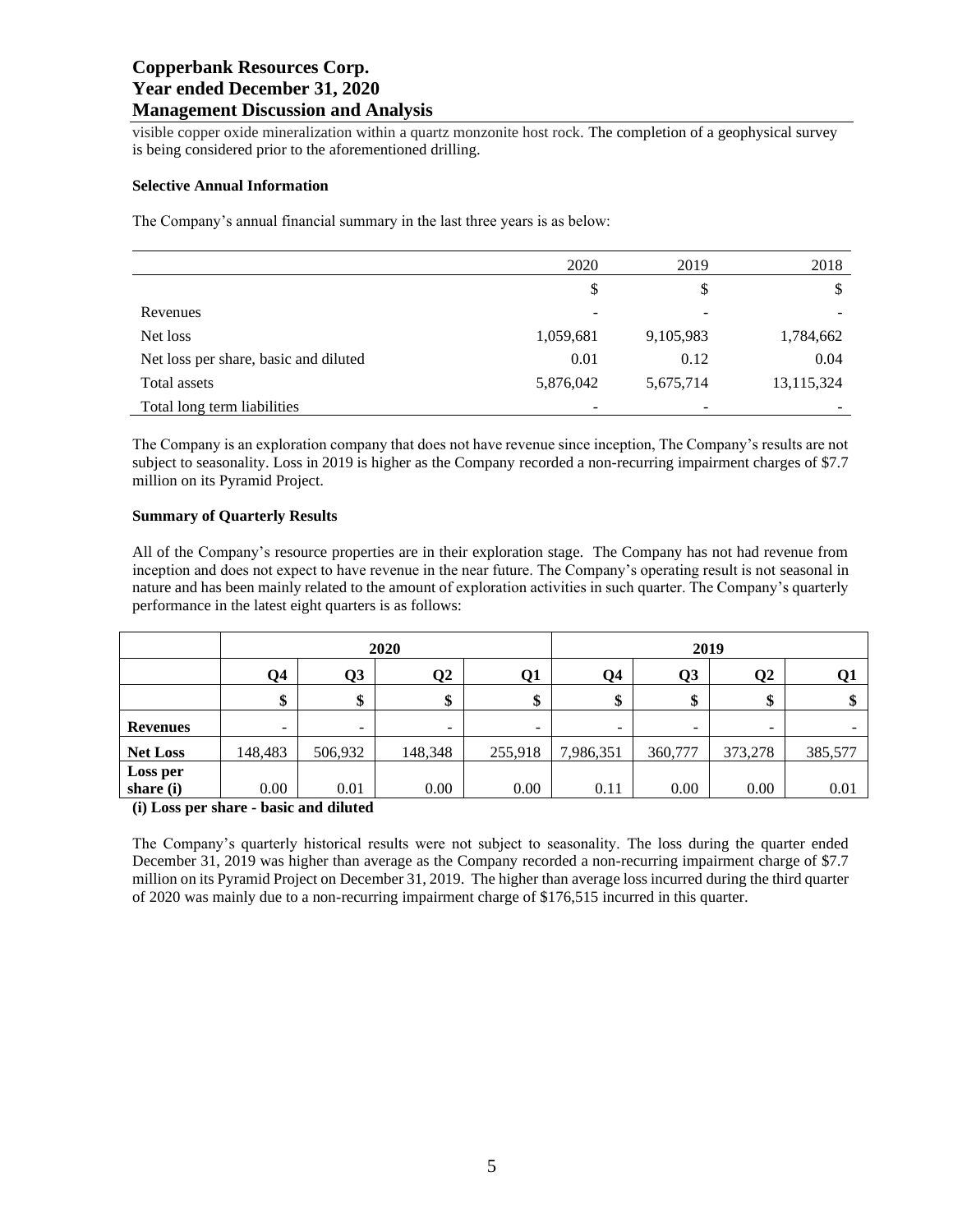visible copper oxide mineralization within a quartz monzonite host rock. The completion of a geophysical survey is being considered prior to the aforementioned drilling.

**Selective Annual Information**

The Company's annual financial summary in the last three years is as below:

| | 2020 | 2019 | 2018 |
|---|---|---|---|
| | $ | $ | $ |
| Revenues | - | - | - |
| Net loss | 1,059,681 | 9,105,983 | 1,784,662 |
| Net loss per share, basic and diluted | 0.01 | 0.12 | 0.04 |
| Total assets | 5,876,042 | 5,675,714 | 13,115,324 |
| Total long term liabilities | - | - | - |

The Company is an exploration company that does not have revenue since inception, The Company's results are not subject to seasonality. Loss in 2019 is higher as the Company recorded a non-recurring impairment charges of $7.7 million on its Pyramid Project.

**Summary of Quarterly Results**

All of the Company's resource properties are in their exploration stage. The Company has not had revenue from inception and does not expect to have revenue in the near future. The Company's operating result is not seasonal in nature and has been mainly related to the amount of exploration activities in such quarter. The Company's quarterly performance in the latest eight quarters is as follows:

| | 2020 | | | | 2019 | | | |
|---|---|---|---|---|---|---|---|---|
| | **Q4** | **Q3** | **Q2** | **Q1** | **Q4** | **Q3** | **Q2** | **Q1** |
| | **$** | **$** | **$** | **$** | **$** | **$** | **$** | **$** |
| **Revenues** | - | - | - | - | - | - | - | - |
| **Net Loss** | 148,483 | 506,932 | 148,348 | 255,918 | 7,986,351 | 360,777 | 373,278 | 385,577 |
| **Loss per share (i)** | 0.00 | 0.01 | 0.00 | 0.00 | 0.11 | 0.00 | 0.00 | 0.01 |

**(i) Loss per share - basic and diluted**

The Company's quarterly historical results were not subject to seasonality. The loss during the quarter ended December 31, 2019 was higher than average as the Company recorded a non-recurring impairment charge of $7.7 million on its Pyramid Project on December 31, 2019. The higher than average loss incurred during the third quarter of 2020 was mainly due to a non-recurring impairment charge of $176,515 incurred in this quarter.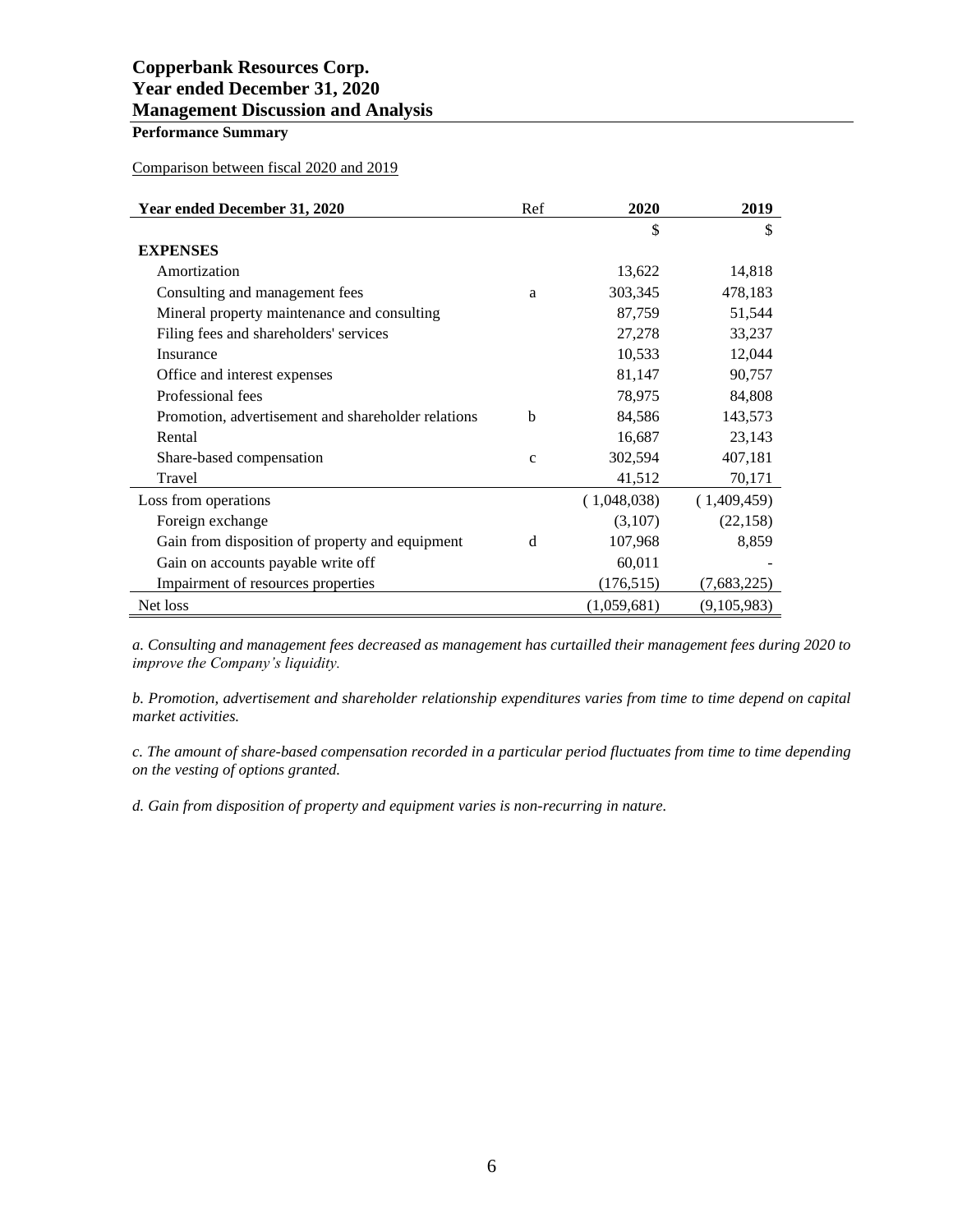# Copperbank Resources Corp.
# Year ended December 31, 2020
# Management Discussion and Analysis

## Performance Summary

Comparison between fiscal 2020 and 2019

| Year ended December 31, 2020 | Ref | 2020 | 2019 |
|---|---|---|---|
| | | $ | $ |
| **EXPENSES** | | | |
| Amortization | | 13,622 | 14,818 |
| Consulting and management fees | a | 303,345 | 478,183 |
| Mineral property maintenance and consulting | | 87,759 | 51,544 |
| Filing fees and shareholders' services | | 27,278 | 33,237 |
| Insurance | | 10,533 | 12,044 |
| Office and interest expenses | | 81,147 | 90,757 |
| Professional fees | | 78,975 | 84,808 |
| Promotion, advertisement and shareholder relations | b | 84,586 | 143,573 |
| Rental | | 16,687 | 23,143 |
| Share-based compensation | c | 302,594 | 407,181 |
| Travel | | 41,512 | 70,171 |
| Loss from operations | | ( 1,048,038) | ( 1,409,459) |
| Foreign exchange | | (3,107) | (22,158) |
| Gain from disposition of property and equipment | d | 107,968 | 8,859 |
| Gain on accounts payable write off | | 60,011 | - |
| Impairment of resources properties | | (176,515) | (7,683,225) |
| Net loss | | (1,059,681) | (9,105,983) |

*a. Consulting and management fees decreased as management has curtailled their management fees during 2020 to improve the Company's liquidity.*

*b. Promotion, advertisement and shareholder relationship expenditures varies from time to time depend on capital market activities.*

*c. The amount of share-based compensation recorded in a particular period fluctuates from time to time depending on the vesting of options granted.*

*d. Gain from disposition of property and equipment varies is non-recurring in nature.*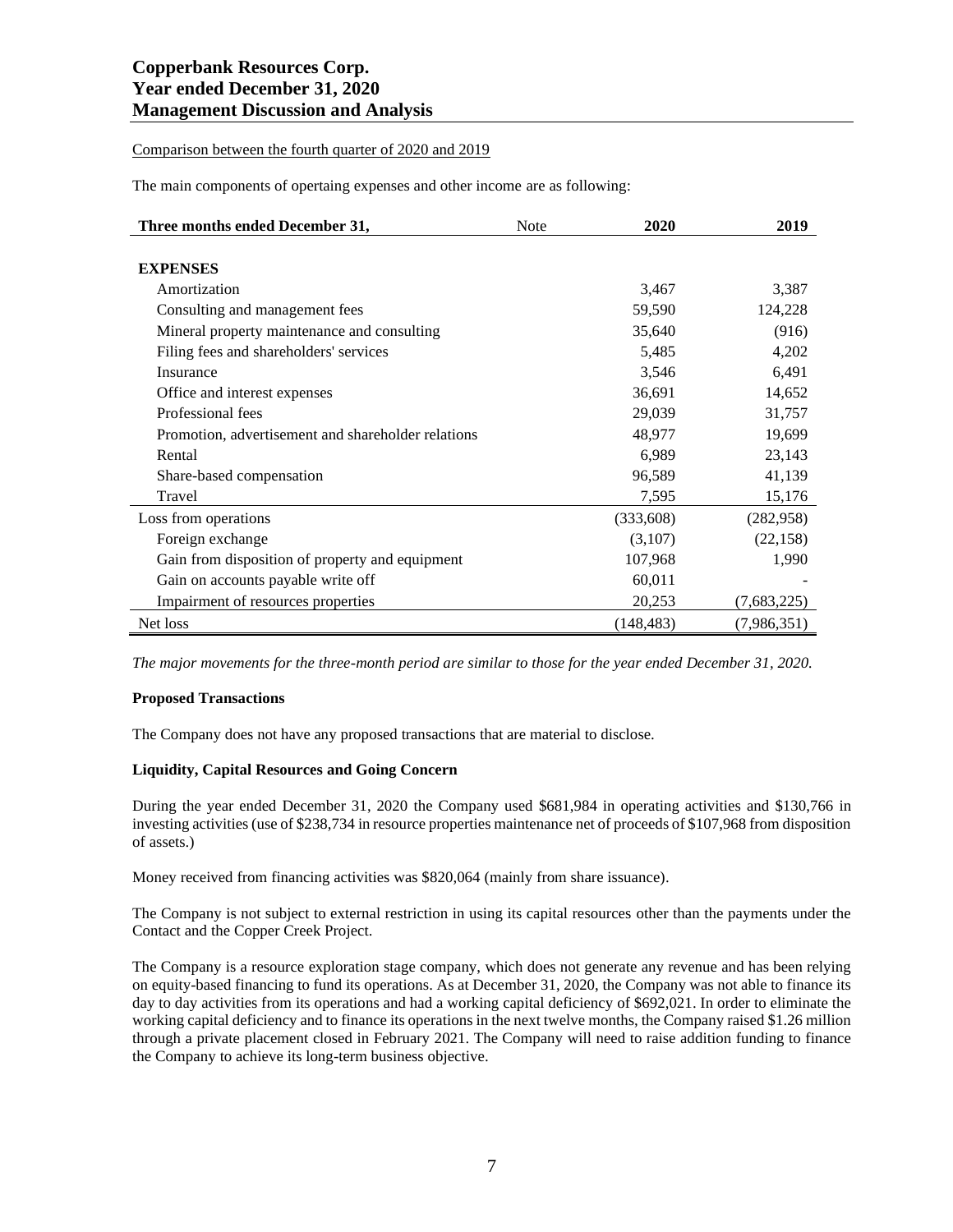Comparison between the fourth quarter of 2020 and 2019

The main components of opertaing expenses and other income are as following:

| Three months ended December 31, | Note | 2020 | 2019 |
|---|---|---|---|
| **EXPENSES** | | | |
| Amortization | | 3,467 | 3,387 |
| Consulting and management fees | | 59,590 | 124,228 |
| Mineral property maintenance and consulting | | 35,640 | (916) |
| Filing fees and shareholders' services | | 5,485 | 4,202 |
| Insurance | | 3,546 | 6,491 |
| Office and interest expenses | | 36,691 | 14,652 |
| Professional fees | | 29,039 | 31,757 |
| Promotion, advertisement and shareholder relations | | 48,977 | 19,699 |
| Rental | | 6,989 | 23,143 |
| Share-based compensation | | 96,589 | 41,139 |
| Travel | | 7,595 | 15,176 |
| Loss from operations | | (333,608) | (282,958) |
| Foreign exchange | | (3,107) | (22,158) |
| Gain from disposition of property and equipment | | 107,968 | 1,990 |
| Gain on accounts payable write off | | 60,011 | - |
| Impairment of resources properties | | 20,253 | (7,683,225) |
| Net loss | | (148,483) | (7,986,351) |

*The major movements for the three-month period are similar to those for the year ended December 31, 2020.*

**Proposed Transactions**

The Company does not have any proposed transactions that are material to disclose.

**Liquidity, Capital Resources and Going Concern**

During the year ended December 31, 2020 the Company used $681,984 in operating activities and $130,766 in investing activities (use of $238,734 in resource properties maintenance net of proceeds of $107,968 from disposition of assets.)

Money received from financing activities was $820,064 (mainly from share issuance).

The Company is not subject to external restriction in using its capital resources other than the payments under the Contact and the Copper Creek Project.

The Company is a resource exploration stage company, which does not generate any revenue and has been relying on equity-based financing to fund its operations. As at December 31, 2020, the Company was not able to finance its day to day activities from its operations and had a working capital deficiency of $692,021. In order to eliminate the working capital deficiency and to finance its operations in the next twelve months, the Company raised $1.26 million through a private placement closed in February 2021. The Company will need to raise addition funding to finance the Company to achieve its long-term business objective.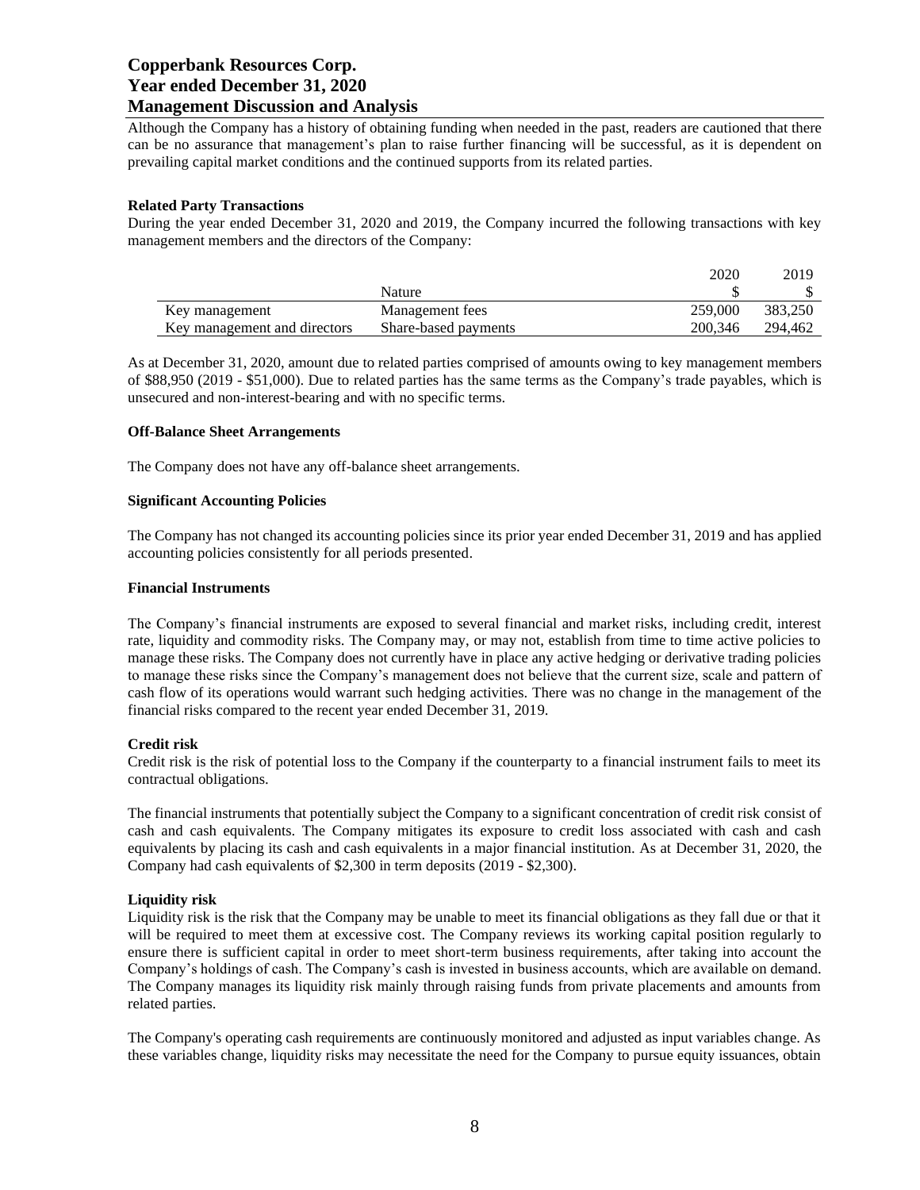Although the Company has a history of obtaining funding when needed in the past, readers are cautioned that there can be no assurance that management's plan to raise further financing will be successful, as it is dependent on prevailing capital market conditions and the continued supports from its related parties.

**Related Party Transactions**

During the year ended December 31, 2020 and 2019, the Company incurred the following transactions with key management members and the directors of the Company:

| | Nature | 2020<br>$ | 2019<br>$ |
|---|---|---|---|
| Key management | Management fees | 259,000 | 383,250 |
| Key management and directors | Share-based payments | 200,346 | 294,462 |

As at December 31, 2020, amount due to related parties comprised of amounts owing to key management members of $88,950 (2019 - $51,000). Due to related parties has the same terms as the Company's trade payables, which is unsecured and non-interest-bearing and with no specific terms.

**Off-Balance Sheet Arrangements**

The Company does not have any off-balance sheet arrangements.

**Significant Accounting Policies**

The Company has not changed its accounting policies since its prior year ended December 31, 2019 and has applied accounting policies consistently for all periods presented.

**Financial Instruments**

The Company's financial instruments are exposed to several financial and market risks, including credit, interest rate, liquidity and commodity risks. The Company may, or may not, establish from time to time active policies to manage these risks. The Company does not currently have in place any active hedging or derivative trading policies to manage these risks since the Company's management does not believe that the current size, scale and pattern of cash flow of its operations would warrant such hedging activities. There was no change in the management of the financial risks compared to the recent year ended December 31, 2019.

**Credit risk**

Credit risk is the risk of potential loss to the Company if the counterparty to a financial instrument fails to meet its contractual obligations.

The financial instruments that potentially subject the Company to a significant concentration of credit risk consist of cash and cash equivalents. The Company mitigates its exposure to credit loss associated with cash and cash equivalents by placing its cash and cash equivalents in a major financial institution. As at December 31, 2020, the Company had cash equivalents of $2,300 in term deposits (2019 - $2,300).

**Liquidity risk**

Liquidity risk is the risk that the Company may be unable to meet its financial obligations as they fall due or that it will be required to meet them at excessive cost. The Company reviews its working capital position regularly to ensure there is sufficient capital in order to meet short-term business requirements, after taking into account the Company's holdings of cash. The Company's cash is invested in business accounts, which are available on demand. The Company manages its liquidity risk mainly through raising funds from private placements and amounts from related parties.

The Company's operating cash requirements are continuously monitored and adjusted as input variables change. As these variables change, liquidity risks may necessitate the need for the Company to pursue equity issuances, obtain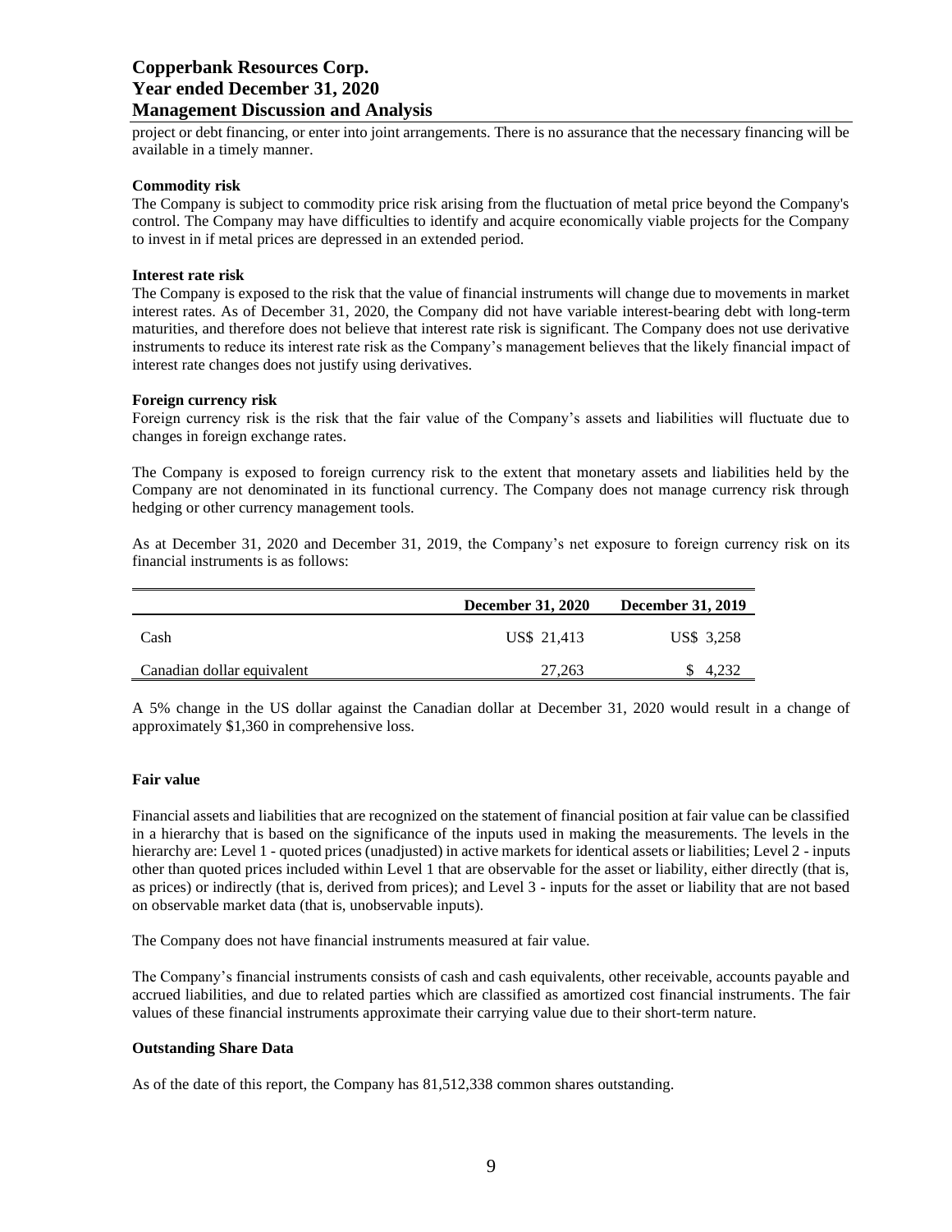project or debt financing, or enter into joint arrangements. There is no assurance that the necessary financing will be available in a timely manner.

**Commodity risk**

The Company is subject to commodity price risk arising from the fluctuation of metal price beyond the Company's control. The Company may have difficulties to identify and acquire economically viable projects for the Company to invest in if metal prices are depressed in an extended period.

**Interest rate risk**

The Company is exposed to the risk that the value of financial instruments will change due to movements in market interest rates. As of December 31, 2020, the Company did not have variable interest-bearing debt with long-term maturities, and therefore does not believe that interest rate risk is significant. The Company does not use derivative instruments to reduce its interest rate risk as the Company's management believes that the likely financial impact of interest rate changes does not justify using derivatives.

**Foreign currency risk**

Foreign currency risk is the risk that the fair value of the Company's assets and liabilities will fluctuate due to changes in foreign exchange rates.

The Company is exposed to foreign currency risk to the extent that monetary assets and liabilities held by the Company are not denominated in its functional currency. The Company does not manage currency risk through hedging or other currency management tools.

As at December 31, 2020 and December 31, 2019, the Company's net exposure to foreign currency risk on its financial instruments is as follows:

| | December 31, 2020 | December 31, 2019 |
|---|---|---|
| Cash | US$ 21,413 | US$ 3,258 |
| Canadian dollar equivalent | 27,263 | $ 4,232 |

A 5% change in the US dollar against the Canadian dollar at December 31, 2020 would result in a change of approximately $1,360 in comprehensive loss.

**Fair value**

Financial assets and liabilities that are recognized on the statement of financial position at fair value can be classified in a hierarchy that is based on the significance of the inputs used in making the measurements. The levels in the hierarchy are: Level 1 - quoted prices (unadjusted) in active markets for identical assets or liabilities; Level 2 - inputs other than quoted prices included within Level 1 that are observable for the asset or liability, either directly (that is, as prices) or indirectly (that is, derived from prices); and Level 3 - inputs for the asset or liability that are not based on observable market data (that is, unobservable inputs).

The Company does not have financial instruments measured at fair value.

The Company's financial instruments consists of cash and cash equivalents, other receivable, accounts payable and accrued liabilities, and due to related parties which are classified as amortized cost financial instruments. The fair values of these financial instruments approximate their carrying value due to their short-term nature.

**Outstanding Share Data**

As of the date of this report, the Company has 81,512,338 common shares outstanding.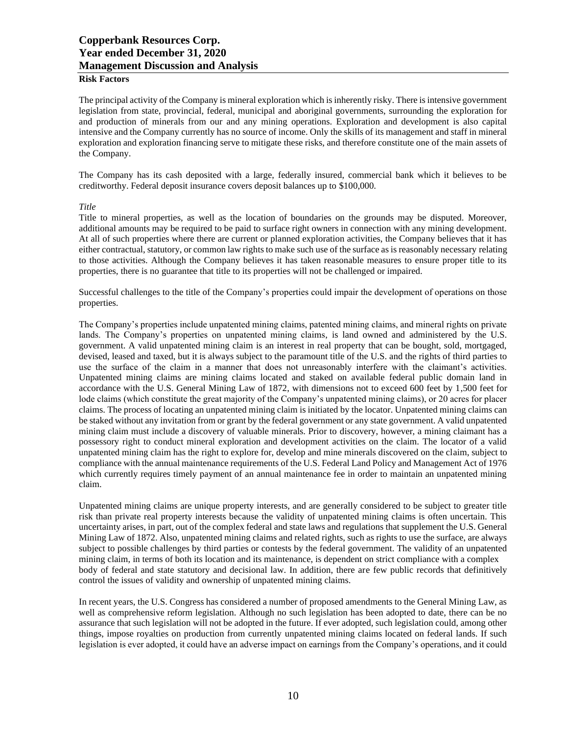## Risk Factors

The principal activity of the Company is mineral exploration which is inherently risky. There is intensive government legislation from state, provincial, federal, municipal and aboriginal governments, surrounding the exploration for and production of minerals from our and any mining operations. Exploration and development is also capital intensive and the Company currently has no source of income. Only the skills of its management and staff in mineral exploration and exploration financing serve to mitigate these risks, and therefore constitute one of the main assets of the Company.

The Company has its cash deposited with a large, federally insured, commercial bank which it believes to be creditworthy. Federal deposit insurance covers deposit balances up to $100,000.

*Title*

Title to mineral properties, as well as the location of boundaries on the grounds may be disputed. Moreover, additional amounts may be required to be paid to surface right owners in connection with any mining development. At all of such properties where there are current or planned exploration activities, the Company believes that it has either contractual, statutory, or common law rights to make such use of the surface as is reasonably necessary relating to those activities. Although the Company believes it has taken reasonable measures to ensure proper title to its properties, there is no guarantee that title to its properties will not be challenged or impaired.

Successful challenges to the title of the Company's properties could impair the development of operations on those properties.

The Company's properties include unpatented mining claims, patented mining claims, and mineral rights on private lands. The Company's properties on unpatented mining claims, is land owned and administered by the U.S. government. A valid unpatented mining claim is an interest in real property that can be bought, sold, mortgaged, devised, leased and taxed, but it is always subject to the paramount title of the U.S. and the rights of third parties to use the surface of the claim in a manner that does not unreasonably interfere with the claimant's activities. Unpatented mining claims are mining claims located and staked on available federal public domain land in accordance with the U.S. General Mining Law of 1872, with dimensions not to exceed 600 feet by 1,500 feet for lode claims (which constitute the great majority of the Company's unpatented mining claims), or 20 acres for placer claims. The process of locating an unpatented mining claim is initiated by the locator. Unpatented mining claims can be staked without any invitation from or grant by the federal government or any state government. A valid unpatented mining claim must include a discovery of valuable minerals. Prior to discovery, however, a mining claimant has a possessory right to conduct mineral exploration and development activities on the claim. The locator of a valid unpatented mining claim has the right to explore for, develop and mine minerals discovered on the claim, subject to compliance with the annual maintenance requirements of the U.S. Federal Land Policy and Management Act of 1976 which currently requires timely payment of an annual maintenance fee in order to maintain an unpatented mining claim.

Unpatented mining claims are unique property interests, and are generally considered to be subject to greater title risk than private real property interests because the validity of unpatented mining claims is often uncertain. This uncertainty arises, in part, out of the complex federal and state laws and regulations that supplement the U.S. General Mining Law of 1872. Also, unpatented mining claims and related rights, such as rights to use the surface, are always subject to possible challenges by third parties or contests by the federal government. The validity of an unpatented mining claim, in terms of both its location and its maintenance, is dependent on strict compliance with a complex body of federal and state statutory and decisional law. In addition, there are few public records that definitively control the issues of validity and ownership of unpatented mining claims.

In recent years, the U.S. Congress has considered a number of proposed amendments to the General Mining Law, as well as comprehensive reform legislation. Although no such legislation has been adopted to date, there can be no assurance that such legislation will not be adopted in the future. If ever adopted, such legislation could, among other things, impose royalties on production from currently unpatented mining claims located on federal lands. If such legislation is ever adopted, it could have an adverse impact on earnings from the Company's operations, and it could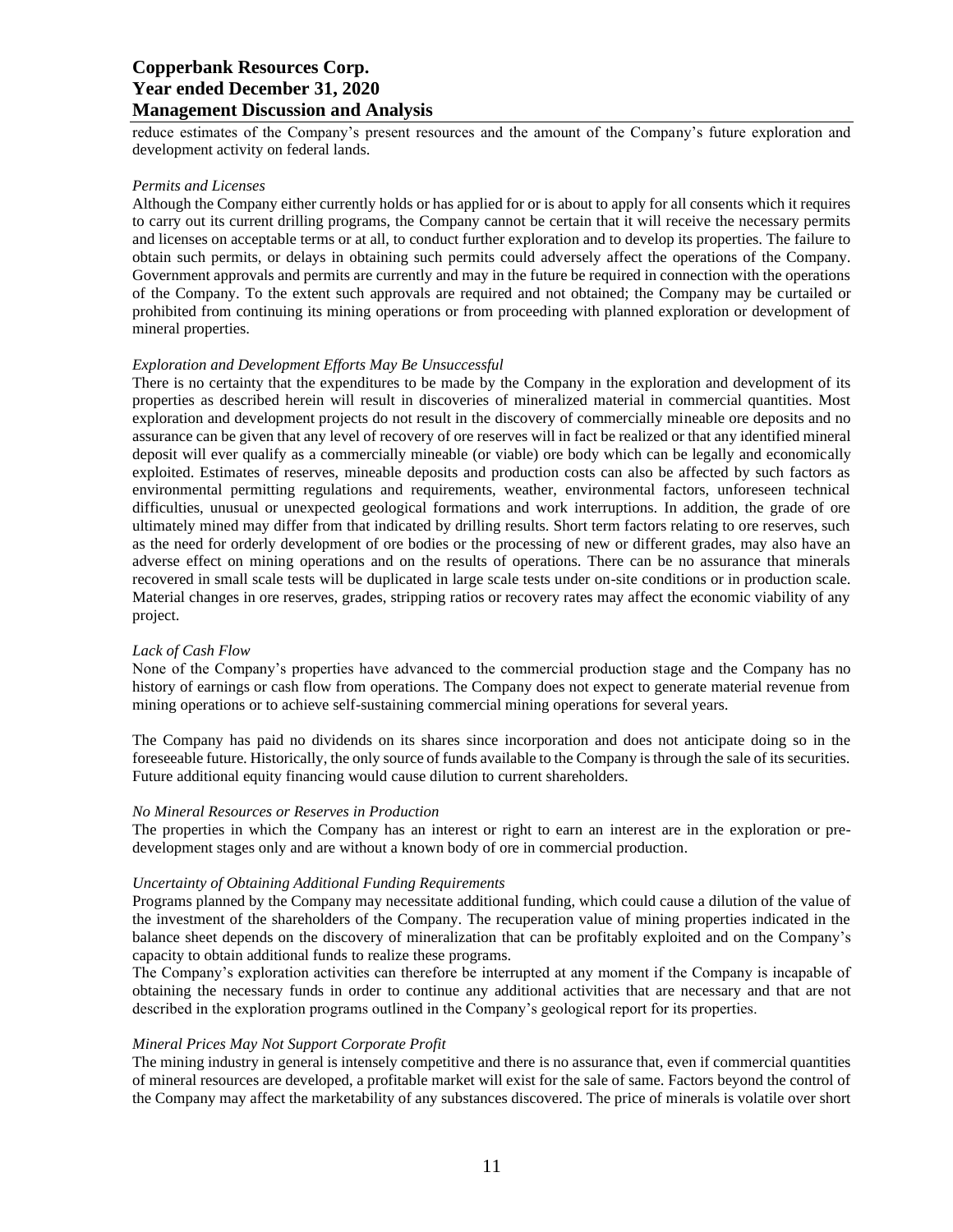reduce estimates of the Company's present resources and the amount of the Company's future exploration and development activity on federal lands.

*Permits and Licenses*

Although the Company either currently holds or has applied for or is about to apply for all consents which it requires to carry out its current drilling programs, the Company cannot be certain that it will receive the necessary permits and licenses on acceptable terms or at all, to conduct further exploration and to develop its properties. The failure to obtain such permits, or delays in obtaining such permits could adversely affect the operations of the Company. Government approvals and permits are currently and may in the future be required in connection with the operations of the Company. To the extent such approvals are required and not obtained; the Company may be curtailed or prohibited from continuing its mining operations or from proceeding with planned exploration or development of mineral properties.

*Exploration and Development Efforts May Be Unsuccessful*

There is no certainty that the expenditures to be made by the Company in the exploration and development of its properties as described herein will result in discoveries of mineralized material in commercial quantities. Most exploration and development projects do not result in the discovery of commercially mineable ore deposits and no assurance can be given that any level of recovery of ore reserves will in fact be realized or that any identified mineral deposit will ever qualify as a commercially mineable (or viable) ore body which can be legally and economically exploited. Estimates of reserves, mineable deposits and production costs can also be affected by such factors as environmental permitting regulations and requirements, weather, environmental factors, unforeseen technical difficulties, unusual or unexpected geological formations and work interruptions. In addition, the grade of ore ultimately mined may differ from that indicated by drilling results. Short term factors relating to ore reserves, such as the need for orderly development of ore bodies or the processing of new or different grades, may also have an adverse effect on mining operations and on the results of operations. There can be no assurance that minerals recovered in small scale tests will be duplicated in large scale tests under on-site conditions or in production scale. Material changes in ore reserves, grades, stripping ratios or recovery rates may affect the economic viability of any project.

*Lack of Cash Flow*

None of the Company's properties have advanced to the commercial production stage and the Company has no history of earnings or cash flow from operations. The Company does not expect to generate material revenue from mining operations or to achieve self-sustaining commercial mining operations for several years.

The Company has paid no dividends on its shares since incorporation and does not anticipate doing so in the foreseeable future. Historically, the only source of funds available to the Company is through the sale of its securities. Future additional equity financing would cause dilution to current shareholders.

*No Mineral Resources or Reserves in Production*

The properties in which the Company has an interest or right to earn an interest are in the exploration or pre-development stages only and are without a known body of ore in commercial production.

*Uncertainty of Obtaining Additional Funding Requirements*

Programs planned by the Company may necessitate additional funding, which could cause a dilution of the value of the investment of the shareholders of the Company. The recuperation value of mining properties indicated in the balance sheet depends on the discovery of mineralization that can be profitably exploited and on the Company's capacity to obtain additional funds to realize these programs.

The Company's exploration activities can therefore be interrupted at any moment if the Company is incapable of obtaining the necessary funds in order to continue any additional activities that are necessary and that are not described in the exploration programs outlined in the Company's geological report for its properties.

*Mineral Prices May Not Support Corporate Profit*

The mining industry in general is intensely competitive and there is no assurance that, even if commercial quantities of mineral resources are developed, a profitable market will exist for the sale of same. Factors beyond the control of the Company may affect the marketability of any substances discovered. The price of minerals is volatile over short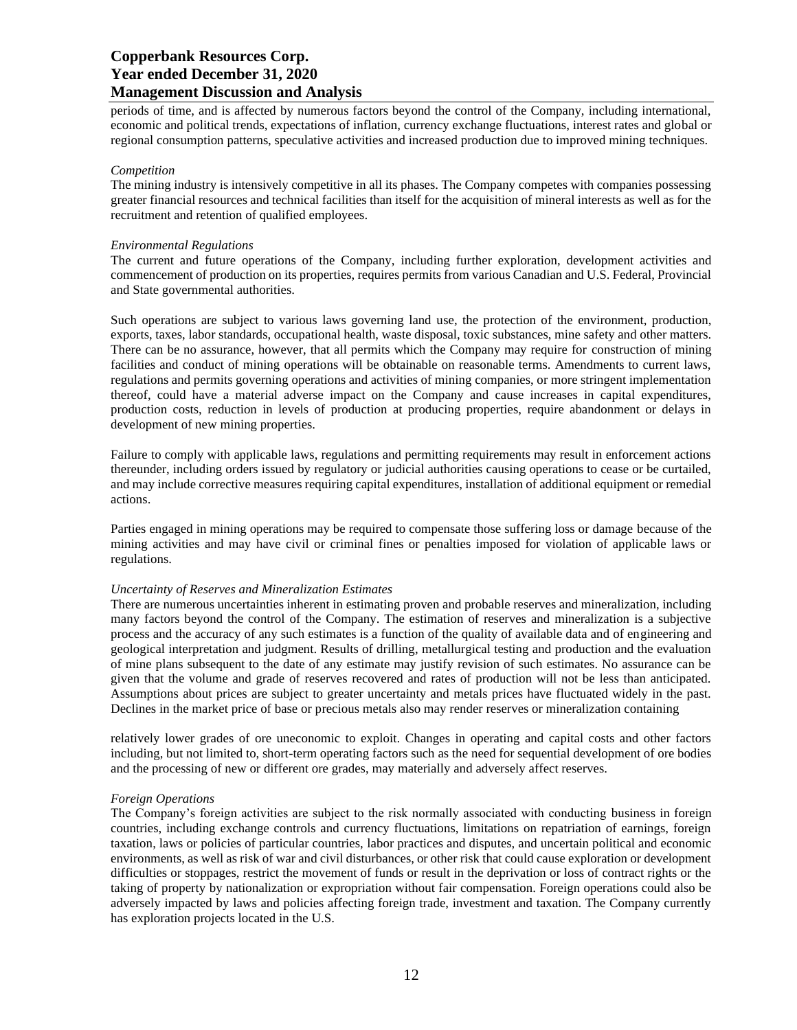periods of time, and is affected by numerous factors beyond the control of the Company, including international, economic and political trends, expectations of inflation, currency exchange fluctuations, interest rates and global or regional consumption patterns, speculative activities and increased production due to improved mining techniques.

*Competition*

The mining industry is intensively competitive in all its phases. The Company competes with companies possessing greater financial resources and technical facilities than itself for the acquisition of mineral interests as well as for the recruitment and retention of qualified employees.

*Environmental Regulations*

The current and future operations of the Company, including further exploration, development activities and commencement of production on its properties, requires permits from various Canadian and U.S. Federal, Provincial and State governmental authorities.

Such operations are subject to various laws governing land use, the protection of the environment, production, exports, taxes, labor standards, occupational health, waste disposal, toxic substances, mine safety and other matters. There can be no assurance, however, that all permits which the Company may require for construction of mining facilities and conduct of mining operations will be obtainable on reasonable terms. Amendments to current laws, regulations and permits governing operations and activities of mining companies, or more stringent implementation thereof, could have a material adverse impact on the Company and cause increases in capital expenditures, production costs, reduction in levels of production at producing properties, require abandonment or delays in development of new mining properties.

Failure to comply with applicable laws, regulations and permitting requirements may result in enforcement actions thereunder, including orders issued by regulatory or judicial authorities causing operations to cease or be curtailed, and may include corrective measures requiring capital expenditures, installation of additional equipment or remedial actions.

Parties engaged in mining operations may be required to compensate those suffering loss or damage because of the mining activities and may have civil or criminal fines or penalties imposed for violation of applicable laws or regulations.

*Uncertainty of Reserves and Mineralization Estimates*

There are numerous uncertainties inherent in estimating proven and probable reserves and mineralization, including many factors beyond the control of the Company. The estimation of reserves and mineralization is a subjective process and the accuracy of any such estimates is a function of the quality of available data and of engineering and geological interpretation and judgment. Results of drilling, metallurgical testing and production and the evaluation of mine plans subsequent to the date of any estimate may justify revision of such estimates. No assurance can be given that the volume and grade of reserves recovered and rates of production will not be less than anticipated. Assumptions about prices are subject to greater uncertainty and metals prices have fluctuated widely in the past. Declines in the market price of base or precious metals also may render reserves or mineralization containing relatively lower grades of ore uneconomic to exploit. Changes in operating and capital costs and other factors including, but not limited to, short-term operating factors such as the need for sequential development of ore bodies and the processing of new or different ore grades, may materially and adversely affect reserves.

*Foreign Operations*

The Company's foreign activities are subject to the risk normally associated with conducting business in foreign countries, including exchange controls and currency fluctuations, limitations on repatriation of earnings, foreign taxation, laws or policies of particular countries, labor practices and disputes, and uncertain political and economic environments, as well as risk of war and civil disturbances, or other risk that could cause exploration or development difficulties or stoppages, restrict the movement of funds or result in the deprivation or loss of contract rights or the taking of property by nationalization or expropriation without fair compensation. Foreign operations could also be adversely impacted by laws and policies affecting foreign trade, investment and taxation. The Company currently has exploration projects located in the U.S.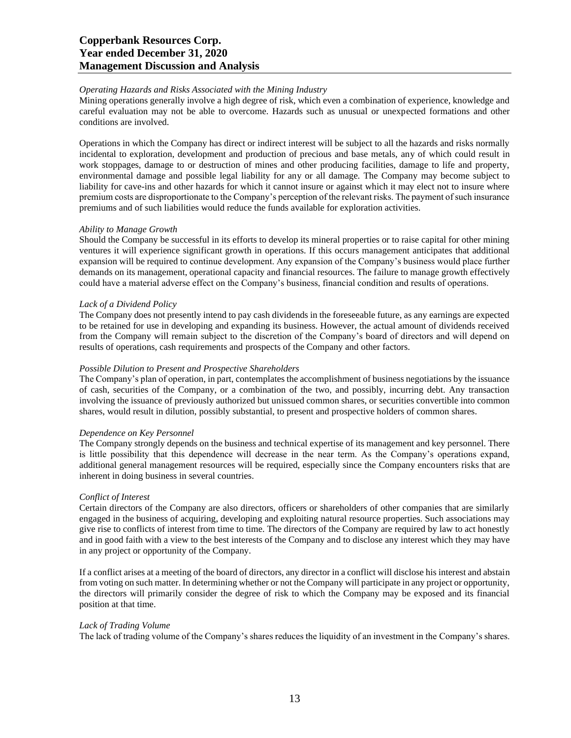*Operating Hazards and Risks Associated with the Mining Industry*

Mining operations generally involve a high degree of risk, which even a combination of experience, knowledge and careful evaluation may not be able to overcome. Hazards such as unusual or unexpected formations and other conditions are involved.

Operations in which the Company has direct or indirect interest will be subject to all the hazards and risks normally incidental to exploration, development and production of precious and base metals, any of which could result in work stoppages, damage to or destruction of mines and other producing facilities, damage to life and property, environmental damage and possible legal liability for any or all damage. The Company may become subject to liability for cave-ins and other hazards for which it cannot insure or against which it may elect not to insure where premium costs are disproportionate to the Company's perception of the relevant risks. The payment of such insurance premiums and of such liabilities would reduce the funds available for exploration activities.

*Ability to Manage Growth*

Should the Company be successful in its efforts to develop its mineral properties or to raise capital for other mining ventures it will experience significant growth in operations. If this occurs management anticipates that additional expansion will be required to continue development. Any expansion of the Company's business would place further demands on its management, operational capacity and financial resources. The failure to manage growth effectively could have a material adverse effect on the Company's business, financial condition and results of operations.

*Lack of a Dividend Policy*

The Company does not presently intend to pay cash dividends in the foreseeable future, as any earnings are expected to be retained for use in developing and expanding its business. However, the actual amount of dividends received from the Company will remain subject to the discretion of the Company's board of directors and will depend on results of operations, cash requirements and prospects of the Company and other factors.

*Possible Dilution to Present and Prospective Shareholders*

The Company's plan of operation, in part, contemplates the accomplishment of business negotiations by the issuance of cash, securities of the Company, or a combination of the two, and possibly, incurring debt. Any transaction involving the issuance of previously authorized but unissued common shares, or securities convertible into common shares, would result in dilution, possibly substantial, to present and prospective holders of common shares.

*Dependence on Key Personnel*

The Company strongly depends on the business and technical expertise of its management and key personnel. There is little possibility that this dependence will decrease in the near term. As the Company's operations expand, additional general management resources will be required, especially since the Company encounters risks that are inherent in doing business in several countries.

*Conflict of Interest*

Certain directors of the Company are also directors, officers or shareholders of other companies that are similarly engaged in the business of acquiring, developing and exploiting natural resource properties. Such associations may give rise to conflicts of interest from time to time. The directors of the Company are required by law to act honestly and in good faith with a view to the best interests of the Company and to disclose any interest which they may have in any project or opportunity of the Company.

If a conflict arises at a meeting of the board of directors, any director in a conflict will disclose his interest and abstain from voting on such matter. In determining whether or not the Company will participate in any project or opportunity, the directors will primarily consider the degree of risk to which the Company may be exposed and its financial position at that time.

*Lack of Trading Volume*

The lack of trading volume of the Company's shares reduces the liquidity of an investment in the Company's shares.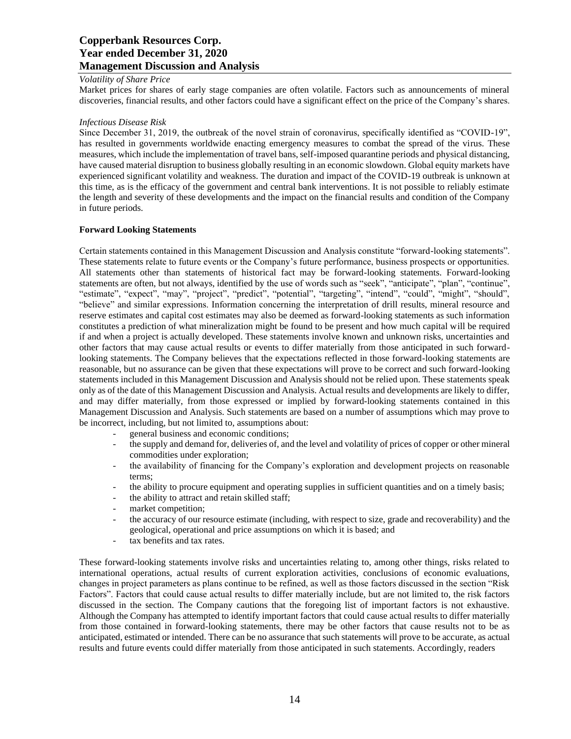*Volatility of Share Price*

Market prices for shares of early stage companies are often volatile. Factors such as announcements of mineral discoveries, financial results, and other factors could have a significant effect on the price of the Company's shares.

*Infectious Disease Risk*

Since December 31, 2019, the outbreak of the novel strain of coronavirus, specifically identified as "COVID-19", has resulted in governments worldwide enacting emergency measures to combat the spread of the virus. These measures, which include the implementation of travel bans, self-imposed quarantine periods and physical distancing, have caused material disruption to business globally resulting in an economic slowdown. Global equity markets have experienced significant volatility and weakness. The duration and impact of the COVID-19 outbreak is unknown at this time, as is the efficacy of the government and central bank interventions. It is not possible to reliably estimate the length and severity of these developments and the impact on the financial results and condition of the Company in future periods.

**Forward Looking Statements**

Certain statements contained in this Management Discussion and Analysis constitute "forward-looking statements". These statements relate to future events or the Company's future performance, business prospects or opportunities. All statements other than statements of historical fact may be forward-looking statements. Forward-looking statements are often, but not always, identified by the use of words such as "seek", "anticipate", "plan", "continue", "estimate", "expect", "may", "project", "predict", "potential", "targeting", "intend", "could", "might", "should", "believe" and similar expressions. Information concerning the interpretation of drill results, mineral resource and reserve estimates and capital cost estimates may also be deemed as forward-looking statements as such information constitutes a prediction of what mineralization might be found to be present and how much capital will be required if and when a project is actually developed. These statements involve known and unknown risks, uncertainties and other factors that may cause actual results or events to differ materially from those anticipated in such forward-looking statements. The Company believes that the expectations reflected in those forward-looking statements are reasonable, but no assurance can be given that these expectations will prove to be correct and such forward-looking statements included in this Management Discussion and Analysis should not be relied upon. These statements speak only as of the date of this Management Discussion and Analysis. Actual results and developments are likely to differ, and may differ materially, from those expressed or implied by forward-looking statements contained in this Management Discussion and Analysis. Such statements are based on a number of assumptions which may prove to be incorrect, including, but not limited to, assumptions about:

- general business and economic conditions;
- the supply and demand for, deliveries of, and the level and volatility of prices of copper or other mineral commodities under exploration;
- the availability of financing for the Company's exploration and development projects on reasonable terms;
- the ability to procure equipment and operating supplies in sufficient quantities and on a timely basis;
- the ability to attract and retain skilled staff;
- market competition;
- the accuracy of our resource estimate (including, with respect to size, grade and recoverability) and the geological, operational and price assumptions on which it is based; and
- tax benefits and tax rates.

These forward-looking statements involve risks and uncertainties relating to, among other things, risks related to international operations, actual results of current exploration activities, conclusions of economic evaluations, changes in project parameters as plans continue to be refined, as well as those factors discussed in the section "Risk Factors". Factors that could cause actual results to differ materially include, but are not limited to, the risk factors discussed in the section. The Company cautions that the foregoing list of important factors is not exhaustive. Although the Company has attempted to identify important factors that could cause actual results to differ materially from those contained in forward-looking statements, there may be other factors that cause results not to be as anticipated, estimated or intended. There can be no assurance that such statements will prove to be accurate, as actual results and future events could differ materially from those anticipated in such statements. Accordingly, readers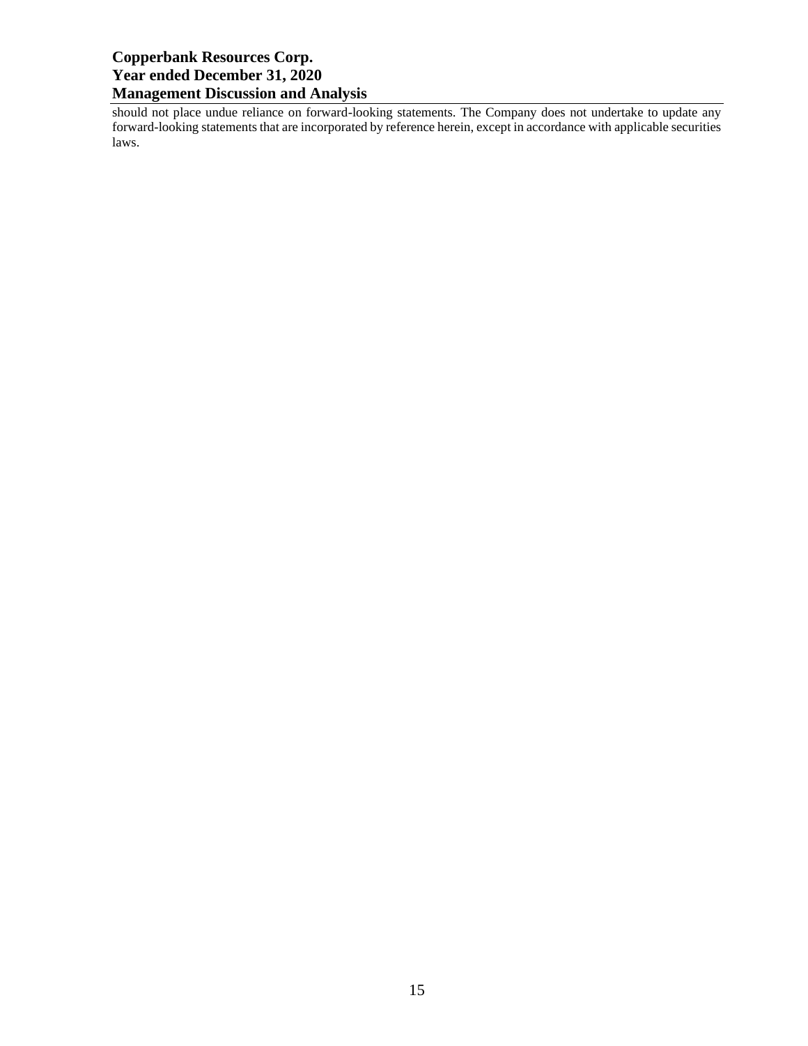should not place undue reliance on forward-looking statements. The Company does not undertake to update any forward-looking statements that are incorporated by reference herein, except in accordance with applicable securities laws.